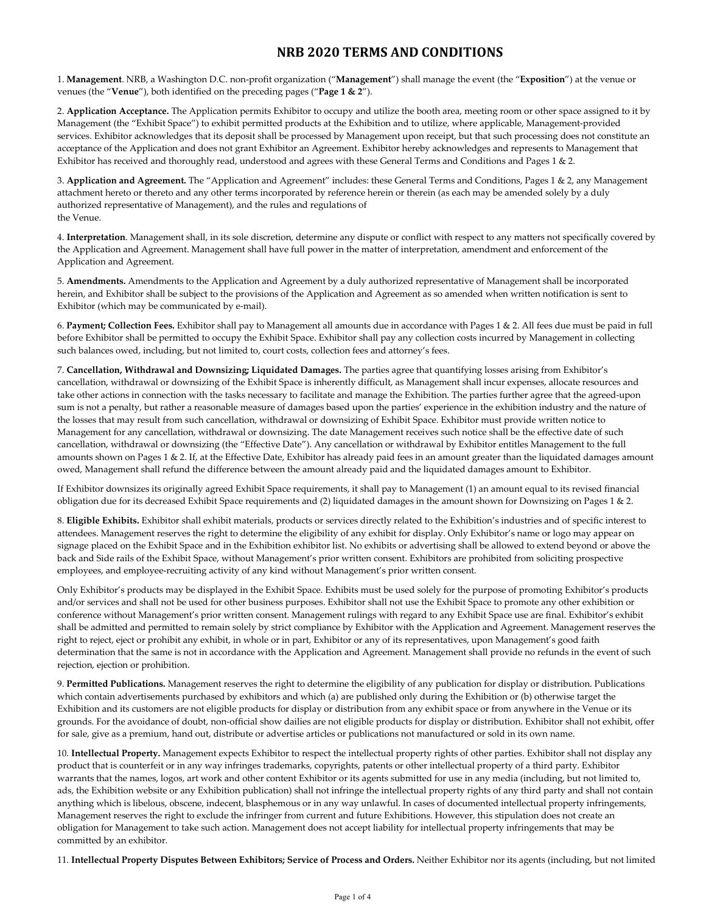# NRB 2020 TERMS AND CONDITIONS

1. **Management**. NRB, a Washington D.C. non-profit organization ("**Management**") shall manage the event (the "**Exposition**") at the venue or venues (the "**Venue**"), both identified on the preceding pages ("**Page 1 & 2**").

2. **Application Acceptance.** The Application permits Exhibitor to occupy and utilize the booth area, meeting room or other space assigned to it by Management (the "Exhibit Space") to exhibit permitted products at the Exhibition and to utilize, where applicable, Management-provided services. Exhibitor acknowledges that its deposit shall be processed by Management upon receipt, but that such processing does not constitute an acceptance of the Application and does not grant Exhibitor an Agreement. Exhibitor hereby acknowledges and represents to Management that Exhibitor has received and thoroughly read, understood and agrees with these General Terms and Conditions and Pages 1 & 2.

3. **Application and Agreement.** The "Application and Agreement" includes: these General Terms and Conditions, Pages 1 & 2, any Management attachment hereto or thereto and any other terms incorporated by reference herein or therein (as each may be amended solely by a duly authorized representative of Management), and the rules and regulations of the Venue.

4. **Interpretation**. Management shall, in its sole discretion, determine any dispute or conflict with respect to any matters not specifically covered by the Application and Agreement. Management shall have full power in the matter of interpretation, amendment and enforcement of the Application and Agreement.

5. **Amendments.** Amendments to the Application and Agreement by a duly authorized representative of Management shall be incorporated herein, and Exhibitor shall be subject to the provisions of the Application and Agreement as so amended when written notification is sent to Exhibitor (which may be communicated by e-mail).

6. **Payment; Collection Fees.** Exhibitor shall pay to Management all amounts due in accordance with Pages 1 & 2. All fees due must be paid in full before Exhibitor shall be permitted to occupy the Exhibit Space. Exhibitor shall pay any collection costs incurred by Management in collecting such balances owed, including, but not limited to, court costs, collection fees and attorney's fees.

7. **Cancellation, Withdrawal and Downsizing; Liquidated Damages.** The parties agree that quantifying losses arising from Exhibitor's cancellation, withdrawal or downsizing of the Exhibit Space is inherently difficult, as Management shall incur expenses, allocate resources and take other actions in connection with the tasks necessary to facilitate and manage the Exhibition. The parties further agree that the agreed-upon sum is not a penalty, but rather a reasonable measure of damages based upon the parties' experience in the exhibition industry and the nature of the losses that may result from such cancellation, withdrawal or downsizing of Exhibit Space. Exhibitor must provide written notice to Management for any cancellation, withdrawal or downsizing. The date Management receives such notice shall be the effective date of such cancellation, withdrawal or downsizing (the "Effective Date"). Any cancellation or withdrawal by Exhibitor entitles Management to the full amounts shown on Pages 1 & 2. If, at the Effective Date, Exhibitor has already paid fees in an amount greater than the liquidated damages amount owed, Management shall refund the difference between the amount already paid and the liquidated damages amount to Exhibitor.

If Exhibitor downsizes its originally agreed Exhibit Space requirements, it shall pay to Management (1) an amount equal to its revised financial obligation due for its decreased Exhibit Space requirements and (2) liquidated damages in the amount shown for Downsizing on Pages 1 & 2.

8. **Eligible Exhibits.** Exhibitor shall exhibit materials, products or services directly related to the Exhibition's industries and of specific interest to attendees. Management reserves the right to determine the eligibility of any exhibit for display. Only Exhibitor's name or logo may appear on signage placed on the Exhibit Space and in the Exhibition exhibitor list. No exhibits or advertising shall be allowed to extend beyond or above the back and Side rails of the Exhibit Space, without Management's prior written consent. Exhibitors are prohibited from soliciting prospective employees, and employee-recruiting activity of any kind without Management's prior written consent.

Only Exhibitor's products may be displayed in the Exhibit Space. Exhibits must be used solely for the purpose of promoting Exhibitor's products and/or services and shall not be used for other business purposes. Exhibitor shall not use the Exhibit Space to promote any other exhibition or conference without Management's prior written consent. Management rulings with regard to any Exhibit Space use are final. Exhibitor's exhibit shall be admitted and permitted to remain solely by strict compliance by Exhibitor with the Application and Agreement. Management reserves the right to reject, eject or prohibit any exhibit, in whole or in part, Exhibitor or any of its representatives, upon Management's good faith determination that the same is not in accordance with the Application and Agreement. Management shall provide no refunds in the event of such rejection, ejection or prohibition.

9. **Permitted Publications.** Management reserves the right to determine the eligibility of any publication for display or distribution. Publications which contain advertisements purchased by exhibitors and which (a) are published only during the Exhibition or (b) otherwise target the Exhibition and its customers are not eligible products for display or distribution from any exhibit space or from anywhere in the Venue or its grounds. For the avoidance of doubt, non-official show dailies are not eligible products for display or distribution. Exhibitor shall not exhibit, offer for sale, give as a premium, hand out, distribute or advertise articles or publications not manufactured or sold in its own name.

10. **Intellectual Property.** Management expects Exhibitor to respect the intellectual property rights of other parties. Exhibitor shall not display any product that is counterfeit or in any way infringes trademarks, copyrights, patents or other intellectual property of a third party. Exhibitor warrants that the names, logos, art work and other content Exhibitor or its agents submitted for use in any media (including, but not limited to, ads, the Exhibition website or any Exhibition publication) shall not infringe the intellectual property rights of any third party and shall not contain anything which is libelous, obscene, indecent, blasphemous or in any way unlawful. In cases of documented intellectual property infringements, Management reserves the right to exclude the infringer from current and future Exhibitions. However, this stipulation does not create an obligation for Management to take such action. Management does not accept liability for intellectual property infringements that may be committed by an exhibitor.

11. **Intellectual Property Disputes Between Exhibitors; Service of Process and Orders.** Neither Exhibitor nor its agents (including, but not limited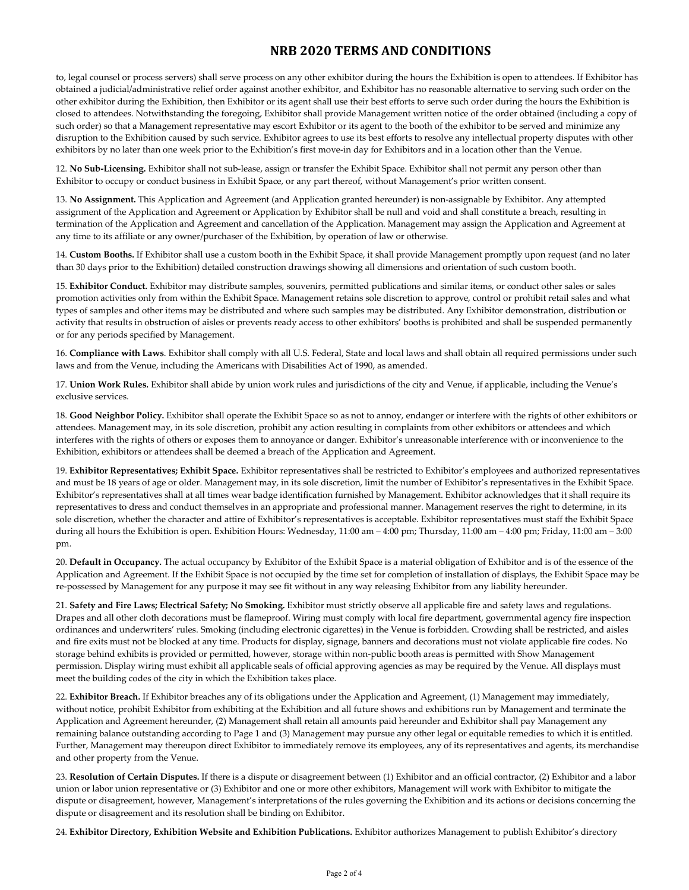# NRB 2020 TERMS AND CONDITIONS

to, legal counsel or process servers) shall serve process on any other exhibitor during the hours the Exhibition is open to attendees. If Exhibitor has obtained a judicial/administrative relief order against another exhibitor, and Exhibitor has no reasonable alternative to serving such order on the other exhibitor during the Exhibition, then Exhibitor or its agent shall use their best efforts to serve such order during the hours the Exhibition is closed to attendees. Notwithstanding the foregoing, Exhibitor shall provide Management written notice of the order obtained (including a copy of such order) so that a Management representative may escort Exhibitor or its agent to the booth of the exhibitor to be served and minimize any disruption to the Exhibition caused by such service. Exhibitor agrees to use its best efforts to resolve any intellectual property disputes with other exhibitors by no later than one week prior to the Exhibition's first move-in day for Exhibitors and in a location other than the Venue.

12. **No Sub-Licensing.** Exhibitor shall not sub-lease, assign or transfer the Exhibit Space. Exhibitor shall not permit any person other than Exhibitor to occupy or conduct business in Exhibit Space, or any part thereof, without Management's prior written consent.

13. **No Assignment.** This Application and Agreement (and Application granted hereunder) is non-assignable by Exhibitor. Any attempted assignment of the Application and Agreement or Application by Exhibitor shall be null and void and shall constitute a breach, resulting in termination of the Application and Agreement and cancellation of the Application. Management may assign the Application and Agreement at any time to its affiliate or any owner/purchaser of the Exhibition, by operation of law or otherwise.

14. **Custom Booths.** If Exhibitor shall use a custom booth in the Exhibit Space, it shall provide Management promptly upon request (and no later than 30 days prior to the Exhibition) detailed construction drawings showing all dimensions and orientation of such custom booth.

15. **Exhibitor Conduct.** Exhibitor may distribute samples, souvenirs, permitted publications and similar items, or conduct other sales or sales promotion activities only from within the Exhibit Space. Management retains sole discretion to approve, control or prohibit retail sales and what types of samples and other items may be distributed and where such samples may be distributed. Any Exhibitor demonstration, distribution or activity that results in obstruction of aisles or prevents ready access to other exhibitors' booths is prohibited and shall be suspended permanently or for any periods specified by Management.

16. **Compliance with Laws**. Exhibitor shall comply with all U.S. Federal, State and local laws and shall obtain all required permissions under such laws and from the Venue, including the Americans with Disabilities Act of 1990, as amended.

17. **Union Work Rules.** Exhibitor shall abide by union work rules and jurisdictions of the city and Venue, if applicable, including the Venue's exclusive services.

18. **Good Neighbor Policy.** Exhibitor shall operate the Exhibit Space so as not to annoy, endanger or interfere with the rights of other exhibitors or attendees. Management may, in its sole discretion, prohibit any action resulting in complaints from other exhibitors or attendees and which interferes with the rights of others or exposes them to annoyance or danger. Exhibitor's unreasonable interference with or inconvenience to the Exhibition, exhibitors or attendees shall be deemed a breach of the Application and Agreement.

19. **Exhibitor Representatives; Exhibit Space.** Exhibitor representatives shall be restricted to Exhibitor's employees and authorized representatives and must be 18 years of age or older. Management may, in its sole discretion, limit the number of Exhibitor's representatives in the Exhibit Space. Exhibitor's representatives shall at all times wear badge identification furnished by Management. Exhibitor acknowledges that it shall require its representatives to dress and conduct themselves in an appropriate and professional manner. Management reserves the right to determine, in its sole discretion, whether the character and attire of Exhibitor's representatives is acceptable. Exhibitor representatives must staff the Exhibit Space during all hours the Exhibition is open. Exhibition Hours: Wednesday, 11:00 am – 4:00 pm; Thursday, 11:00 am – 4:00 pm; Friday, 11:00 am – 3:00 pm.

20. **Default in Occupancy.** The actual occupancy by Exhibitor of the Exhibit Space is a material obligation of Exhibitor and is of the essence of the Application and Agreement. If the Exhibit Space is not occupied by the time set for completion of installation of displays, the Exhibit Space may be re-possessed by Management for any purpose it may see fit without in any way releasing Exhibitor from any liability hereunder.

21. **Safety and Fire Laws; Electrical Safety; No Smoking.** Exhibitor must strictly observe all applicable fire and safety laws and regulations. Drapes and all other cloth decorations must be flameproof. Wiring must comply with local fire department, governmental agency fire inspection ordinances and underwriters' rules. Smoking (including electronic cigarettes) in the Venue is forbidden. Crowding shall be restricted, and aisles and fire exits must not be blocked at any time. Products for display, signage, banners and decorations must not violate applicable fire codes. No storage behind exhibits is provided or permitted, however, storage within non-public booth areas is permitted with Show Management permission. Display wiring must exhibit all applicable seals of official approving agencies as may be required by the Venue. All displays must meet the building codes of the city in which the Exhibition takes place.

22. **Exhibitor Breach.** If Exhibitor breaches any of its obligations under the Application and Agreement, (1) Management may immediately, without notice, prohibit Exhibitor from exhibiting at the Exhibition and all future shows and exhibitions run by Management and terminate the Application and Agreement hereunder, (2) Management shall retain all amounts paid hereunder and Exhibitor shall pay Management any remaining balance outstanding according to Page 1 and (3) Management may pursue any other legal or equitable remedies to which it is entitled. Further, Management may thereupon direct Exhibitor to immediately remove its employees, any of its representatives and agents, its merchandise and other property from the Venue.

23. **Resolution of Certain Disputes.** If there is a dispute or disagreement between (1) Exhibitor and an official contractor, (2) Exhibitor and a labor union or labor union representative or (3) Exhibitor and one or more other exhibitors, Management will work with Exhibitor to mitigate the dispute or disagreement, however, Management's interpretations of the rules governing the Exhibition and its actions or decisions concerning the dispute or disagreement and its resolution shall be binding on Exhibitor.

24. **Exhibitor Directory, Exhibition Website and Exhibition Publications.** Exhibitor authorizes Management to publish Exhibitor's directory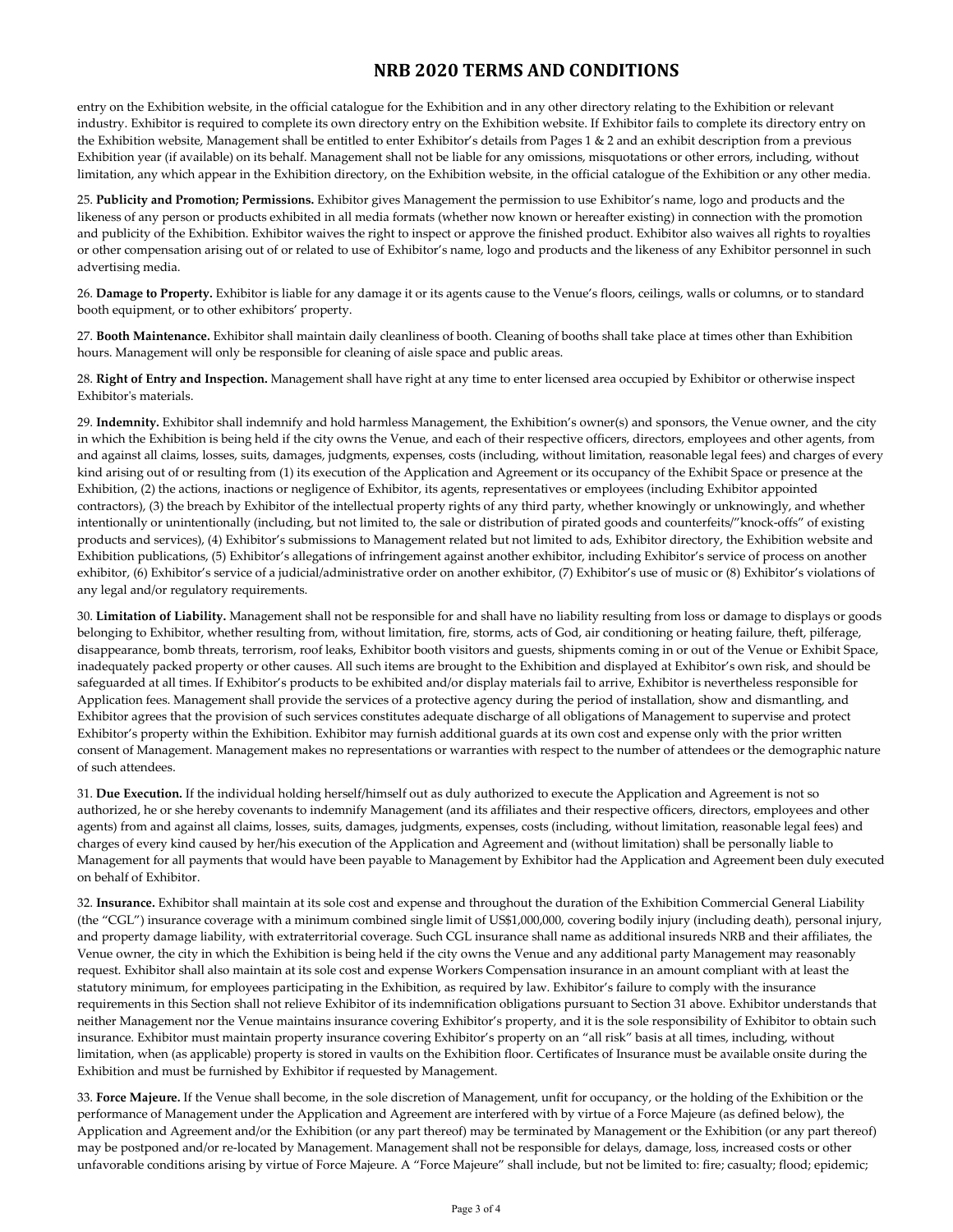# NRB 2020 TERMS AND CONDITIONS

entry on the Exhibition website, in the official catalogue for the Exhibition and in any other directory relating to the Exhibition or relevant industry. Exhibitor is required to complete its own directory entry on the Exhibition website. If Exhibitor fails to complete its directory entry on the Exhibition website, Management shall be entitled to enter Exhibitor's details from Pages 1 & 2 and an exhibit description from a previous Exhibition year (if available) on its behalf. Management shall not be liable for any omissions, misquotations or other errors, including, without limitation, any which appear in the Exhibition directory, on the Exhibition website, in the official catalogue of the Exhibition or any other media.

25. **Publicity and Promotion; Permissions.** Exhibitor gives Management the permission to use Exhibitor's name, logo and products and the likeness of any person or products exhibited in all media formats (whether now known or hereafter existing) in connection with the promotion and publicity of the Exhibition. Exhibitor waives the right to inspect or approve the finished product. Exhibitor also waives all rights to royalties or other compensation arising out of or related to use of Exhibitor's name, logo and products and the likeness of any Exhibitor personnel in such advertising media.

26. **Damage to Property.** Exhibitor is liable for any damage it or its agents cause to the Venue's floors, ceilings, walls or columns, or to standard booth equipment, or to other exhibitors' property.

27. **Booth Maintenance.** Exhibitor shall maintain daily cleanliness of booth. Cleaning of booths shall take place at times other than Exhibition hours. Management will only be responsible for cleaning of aisle space and public areas.

28. **Right of Entry and Inspection.** Management shall have right at any time to enter licensed area occupied by Exhibitor or otherwise inspect Exhibitor's materials.

29. **Indemnity.** Exhibitor shall indemnify and hold harmless Management, the Exhibition's owner(s) and sponsors, the Venue owner, and the city in which the Exhibition is being held if the city owns the Venue, and each of their respective officers, directors, employees and other agents, from and against all claims, losses, suits, damages, judgments, expenses, costs (including, without limitation, reasonable legal fees) and charges of every kind arising out of or resulting from (1) its execution of the Application and Agreement or its occupancy of the Exhibit Space or presence at the Exhibition, (2) the actions, inactions or negligence of Exhibitor, its agents, representatives or employees (including Exhibitor appointed contractors), (3) the breach by Exhibitor of the intellectual property rights of any third party, whether knowingly or unknowingly, and whether intentionally or unintentionally (including, but not limited to, the sale or distribution of pirated goods and counterfeits/"knock-offs" of existing products and services), (4) Exhibitor's submissions to Management related but not limited to ads, Exhibitor directory, the Exhibition website and Exhibition publications, (5) Exhibitor's allegations of infringement against another exhibitor, including Exhibitor's service of process on another exhibitor, (6) Exhibitor's service of a judicial/administrative order on another exhibitor, (7) Exhibitor's use of music or (8) Exhibitor's violations of any legal and/or regulatory requirements.

30. **Limitation of Liability.** Management shall not be responsible for and shall have no liability resulting from loss or damage to displays or goods belonging to Exhibitor, whether resulting from, without limitation, fire, storms, acts of God, air conditioning or heating failure, theft, pilferage, disappearance, bomb threats, terrorism, roof leaks, Exhibitor booth visitors and guests, shipments coming in or out of the Venue or Exhibit Space, inadequately packed property or other causes. All such items are brought to the Exhibition and displayed at Exhibitor's own risk, and should be safeguarded at all times. If Exhibitor's products to be exhibited and/or display materials fail to arrive, Exhibitor is nevertheless responsible for Application fees. Management shall provide the services of a protective agency during the period of installation, show and dismantling, and Exhibitor agrees that the provision of such services constitutes adequate discharge of all obligations of Management to supervise and protect Exhibitor's property within the Exhibition. Exhibitor may furnish additional guards at its own cost and expense only with the prior written consent of Management. Management makes no representations or warranties with respect to the number of attendees or the demographic nature of such attendees.

31. **Due Execution.** If the individual holding herself/himself out as duly authorized to execute the Application and Agreement is not so authorized, he or she hereby covenants to indemnify Management (and its affiliates and their respective officers, directors, employees and other agents) from and against all claims, losses, suits, damages, judgments, expenses, costs (including, without limitation, reasonable legal fees) and charges of every kind caused by her/his execution of the Application and Agreement and (without limitation) shall be personally liable to Management for all payments that would have been payable to Management by Exhibitor had the Application and Agreement been duly executed on behalf of Exhibitor.

32. **Insurance.** Exhibitor shall maintain at its sole cost and expense and throughout the duration of the Exhibition Commercial General Liability (the "CGL") insurance coverage with a minimum combined single limit of US$1,000,000, covering bodily injury (including death), personal injury, and property damage liability, with extraterritorial coverage. Such CGL insurance shall name as additional insureds NRB and their affiliates, the Venue owner, the city in which the Exhibition is being held if the city owns the Venue and any additional party Management may reasonably request. Exhibitor shall also maintain at its sole cost and expense Workers Compensation insurance in an amount compliant with at least the statutory minimum, for employees participating in the Exhibition, as required by law. Exhibitor's failure to comply with the insurance requirements in this Section shall not relieve Exhibitor of its indemnification obligations pursuant to Section 31 above. Exhibitor understands that neither Management nor the Venue maintains insurance covering Exhibitor's property, and it is the sole responsibility of Exhibitor to obtain such insurance. Exhibitor must maintain property insurance covering Exhibitor's property on an "all risk" basis at all times, including, without limitation, when (as applicable) property is stored in vaults on the Exhibition floor. Certificates of Insurance must be available onsite during the Exhibition and must be furnished by Exhibitor if requested by Management.

33. **Force Majeure.** If the Venue shall become, in the sole discretion of Management, unfit for occupancy, or the holding of the Exhibition or the performance of Management under the Application and Agreement are interfered with by virtue of a Force Majeure (as defined below), the Application and Agreement and/or the Exhibition (or any part thereof) may be terminated by Management or the Exhibition (or any part thereof) may be postponed and/or re-located by Management. Management shall not be responsible for delays, damage, loss, increased costs or other unfavorable conditions arising by virtue of Force Majeure. A "Force Majeure" shall include, but not be limited to: fire; casualty; flood; epidemic;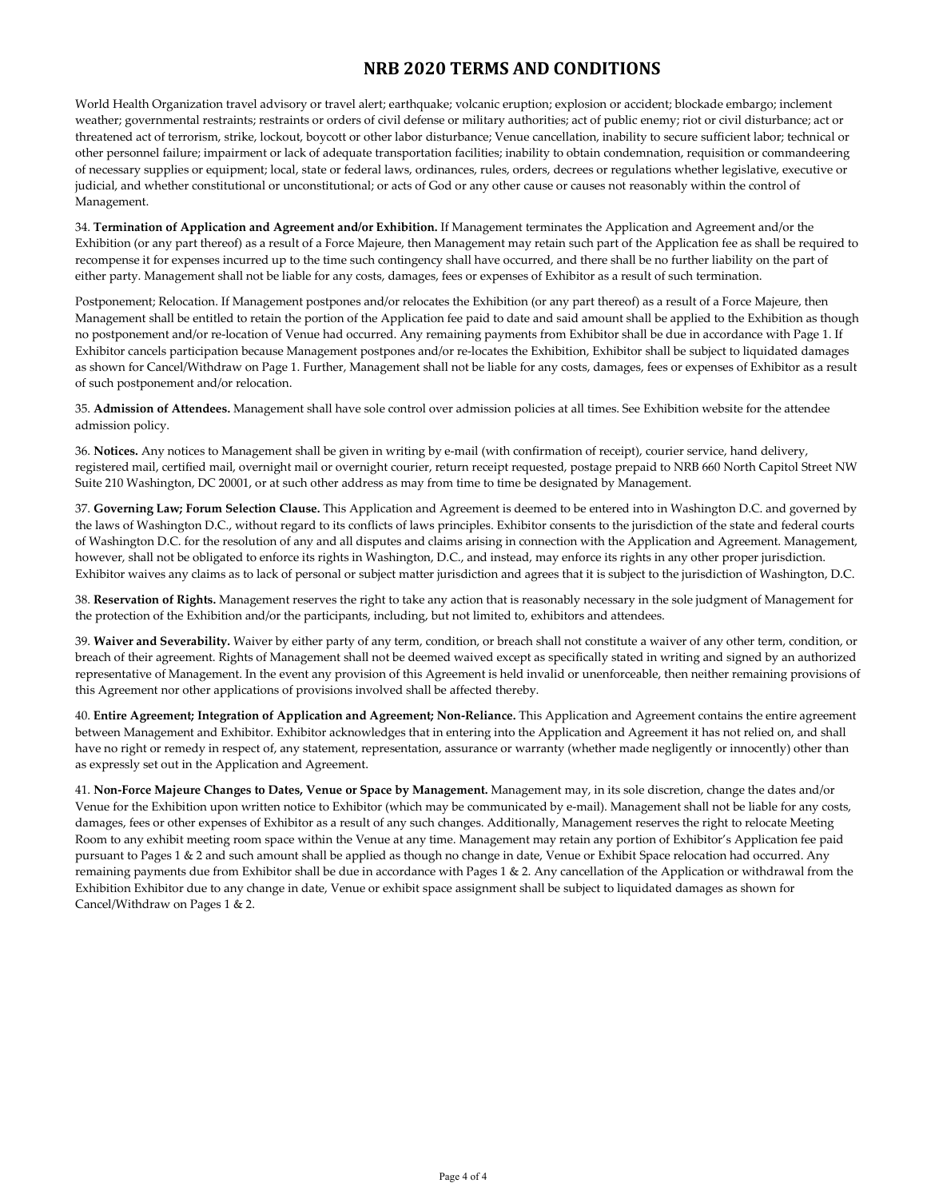# NRB 2020 TERMS AND CONDITIONS

World Health Organization travel advisory or travel alert; earthquake; volcanic eruption; explosion or accident; blockade embargo; inclement weather; governmental restraints; restraints or orders of civil defense or military authorities; act of public enemy; riot or civil disturbance; act or threatened act of terrorism, strike, lockout, boycott or other labor disturbance; Venue cancellation, inability to secure sufficient labor; technical or other personnel failure; impairment or lack of adequate transportation facilities; inability to obtain condemnation, requisition or commandeering of necessary supplies or equipment; local, state or federal laws, ordinances, rules, orders, decrees or regulations whether legislative, executive or judicial, and whether constitutional or unconstitutional; or acts of God or any other cause or causes not reasonably within the control of Management.

34. **Termination of Application and Agreement and/or Exhibition.** If Management terminates the Application and Agreement and/or the Exhibition (or any part thereof) as a result of a Force Majeure, then Management may retain such part of the Application fee as shall be required to recompense it for expenses incurred up to the time such contingency shall have occurred, and there shall be no further liability on the part of either party. Management shall not be liable for any costs, damages, fees or expenses of Exhibitor as a result of such termination.

Postponement; Relocation. If Management postpones and/or relocates the Exhibition (or any part thereof) as a result of a Force Majeure, then Management shall be entitled to retain the portion of the Application fee paid to date and said amount shall be applied to the Exhibition as though no postponement and/or re-location of Venue had occurred. Any remaining payments from Exhibitor shall be due in accordance with Page 1. If Exhibitor cancels participation because Management postpones and/or re-locates the Exhibition, Exhibitor shall be subject to liquidated damages as shown for Cancel/Withdraw on Page 1. Further, Management shall not be liable for any costs, damages, fees or expenses of Exhibitor as a result of such postponement and/or relocation.

35. **Admission of Attendees.** Management shall have sole control over admission policies at all times. See Exhibition website for the attendee admission policy.

36. **Notices.** Any notices to Management shall be given in writing by e-mail (with confirmation of receipt), courier service, hand delivery, registered mail, certified mail, overnight mail or overnight courier, return receipt requested, postage prepaid to NRB 660 North Capitol Street NW Suite 210 Washington, DC 20001, or at such other address as may from time to time be designated by Management.

37. **Governing Law; Forum Selection Clause.** This Application and Agreement is deemed to be entered into in Washington D.C. and governed by the laws of Washington D.C., without regard to its conflicts of laws principles. Exhibitor consents to the jurisdiction of the state and federal courts of Washington D.C. for the resolution of any and all disputes and claims arising in connection with the Application and Agreement. Management, however, shall not be obligated to enforce its rights in Washington, D.C., and instead, may enforce its rights in any other proper jurisdiction. Exhibitor waives any claims as to lack of personal or subject matter jurisdiction and agrees that it is subject to the jurisdiction of Washington, D.C.

38. **Reservation of Rights.** Management reserves the right to take any action that is reasonably necessary in the sole judgment of Management for the protection of the Exhibition and/or the participants, including, but not limited to, exhibitors and attendees.

39. **Waiver and Severability.** Waiver by either party of any term, condition, or breach shall not constitute a waiver of any other term, condition, or breach of their agreement. Rights of Management shall not be deemed waived except as specifically stated in writing and signed by an authorized representative of Management. In the event any provision of this Agreement is held invalid or unenforceable, then neither remaining provisions of this Agreement nor other applications of provisions involved shall be affected thereby.

40. **Entire Agreement; Integration of Application and Agreement; Non-Reliance.** This Application and Agreement contains the entire agreement between Management and Exhibitor. Exhibitor acknowledges that in entering into the Application and Agreement it has not relied on, and shall have no right or remedy in respect of, any statement, representation, assurance or warranty (whether made negligently or innocently) other than as expressly set out in the Application and Agreement.

41. **Non-Force Majeure Changes to Dates, Venue or Space by Management.** Management may, in its sole discretion, change the dates and/or Venue for the Exhibition upon written notice to Exhibitor (which may be communicated by e-mail). Management shall not be liable for any costs, damages, fees or other expenses of Exhibitor as a result of any such changes. Additionally, Management reserves the right to relocate Meeting Room to any exhibit meeting room space within the Venue at any time. Management may retain any portion of Exhibitor's Application fee paid pursuant to Pages 1 & 2 and such amount shall be applied as though no change in date, Venue or Exhibit Space relocation had occurred. Any remaining payments due from Exhibitor shall be due in accordance with Pages 1 & 2. Any cancellation of the Application or withdrawal from the Exhibition Exhibitor due to any change in date, Venue or exhibit space assignment shall be subject to liquidated damages as shown for Cancel/Withdraw on Pages 1 & 2.